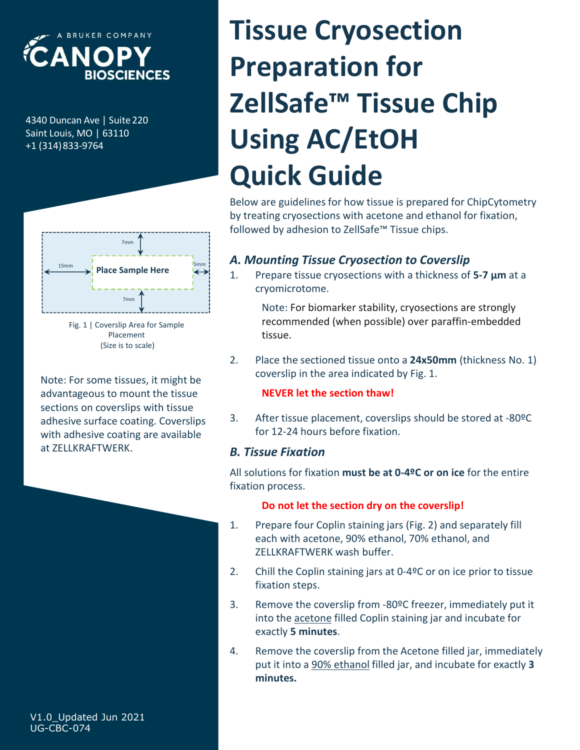A BRUKER COMPANY
CANOPY BIOSCIENCES

4340 Duncan Ave | Suite 220
Saint Louis, MO | 63110
+1 (314) 833-9764

# Tissue Cryosection Preparation for ZellSafe™ Tissue Chip Using AC/EtOH Quick Guide

Below are guidelines for how tissue is prepared for ChipCytometry by treating cryosections with acetone and ethanol for fixation, followed by adhesion to ZellSafe™ Tissue chips.

7mm | 15mm | Place Sample Here | 5mm | 7mm

Fig. 1 | Coverslip Area for Sample Placement
(Size is to scale)

Note: For some tissues, it might be advantageous to mount the tissue sections on coverslips with tissue adhesive surface coating. Coverslips with adhesive coating are available at ZELLKRAFTWERK.

## *A. Mounting Tissue Cryosection to Coverslip*

1. Prepare tissue cryosections with a thickness of **5-7 µm** at a cryomicrotome.

   Note: For biomarker stability, cryosections are strongly recommended (when possible) over paraffin-embedded tissue.

2. Place the sectioned tissue onto a **24x50mm** (thickness No. 1) coverslip in the area indicated by Fig. 1.

   **NEVER let the section thaw!**

3. After tissue placement, coverslips should be stored at -80ºC for 12-24 hours before fixation.

## *B. Tissue Fixation*

All solutions for fixation **must be at 0-4ºC or on ice** for the entire fixation process.

**Do not let the section dry on the coverslip!**

1. Prepare four Coplin staining jars (Fig. 2) and separately fill each with acetone, 90% ethanol, 70% ethanol, and ZELLKRAFTWERK wash buffer.
2. Chill the Coplin staining jars at 0-4ºC or on ice prior to tissue fixation steps.
3. Remove the coverslip from -80ºC freezer, immediately put it into the acetone filled Coplin staining jar and incubate for exactly **5 minutes**.
4. Remove the coverslip from the Acetone filled jar, immediately put it into a 90% ethanol filled jar, and incubate for exactly **3 minutes.**

V1.0_Updated Jun 2021
UG-CBC-074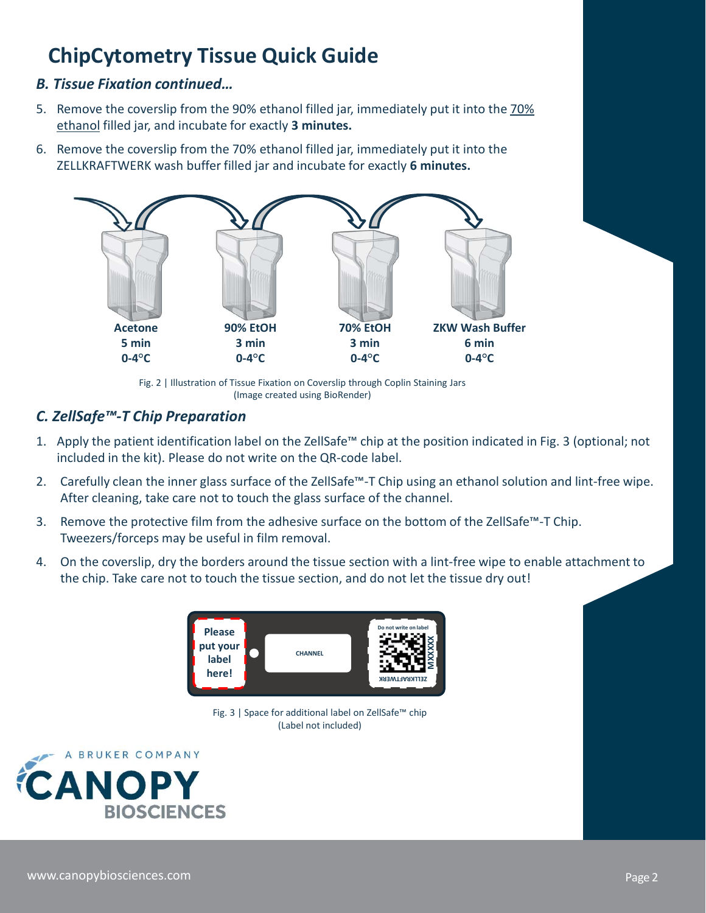# ChipCytometry Tissue Quick Guide

### *B. Tissue Fixation continued…*

5. Remove the coverslip from the 90% ethanol filled jar, immediately put it into the 70% ethanol filled jar, and incubate for exactly **3 minutes.**
6. Remove the coverslip from the 70% ethanol filled jar, immediately put it into the ZELLKRAFTWERK wash buffer filled jar and incubate for exactly **6 minutes.**

| Acetone | 90% EtOH | 70% EtOH | ZKW Wash Buffer |
|---|---|---|---|
| 5 min | 3 min | 3 min | 6 min |
| 0-4°C | 0-4°C | 0-4°C | 0-4°C |

Fig. 2 | Illustration of Tissue Fixation on Coverslip through Coplin Staining Jars (Image created using BioRender)

### *C. ZellSafe™-T Chip Preparation*

1. Apply the patient identification label on the ZellSafe™ chip at the position indicated in Fig. 3 (optional; not included in the kit). Please do not write on the QR-code label.
2. Carefully clean the inner glass surface of the ZellSafe™-T Chip using an ethanol solution and lint-free wipe. After cleaning, take care not to touch the glass surface of the channel.
3. Remove the protective film from the adhesive surface on the bottom of the ZellSafe™-T Chip. Tweezers/forceps may be useful in film removal.
4. On the coverslip, dry the borders around the tissue section with a lint-free wipe to enable attachment to the chip. Take care not to touch the tissue section, and do not let the tissue dry out!

Please put your label here! | CHANNEL | Do not write on label | MXXXXX | ZELLKRAFTWERK

Fig. 3 | Space for additional label on ZellSafe™ chip (Label not included)

A BRUKER COMPANY
CANOPY BIOSCIENCES

www.canopybiosciences.com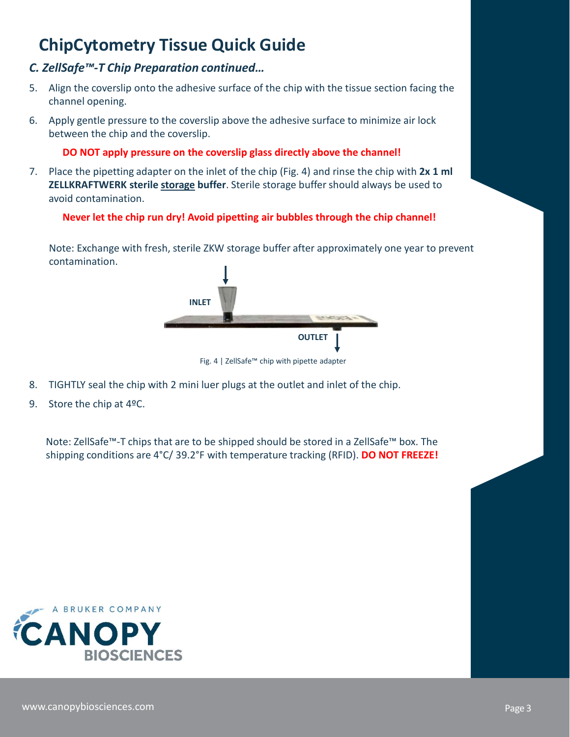# ChipCytometry Tissue Quick Guide

### *C. ZellSafe™-T Chip Preparation continued…*

5. Align the coverslip onto the adhesive surface of the chip with the tissue section facing the channel opening.
6. Apply gentle pressure to the coverslip above the adhesive surface to minimize air lock between the chip and the coverslip.

   **DO NOT apply pressure on the coverslip glass directly above the channel!**

7. Place the pipetting adapter on the inlet of the chip (Fig. 4) and rinse the chip with **2x 1 ml ZELLKRAFTWERK sterile storage buffer**. Sterile storage buffer should always be used to avoid contamination.

   **Never let the chip run dry! Avoid pipetting air bubbles through the chip channel!**

   Note: Exchange with fresh, sterile ZKW storage buffer after approximately one year to prevent contamination.

INLET

OUTLET

Fig. 4 | ZellSafe™ chip with pipette adapter

8. TIGHTLY seal the chip with 2 mini luer plugs at the outlet and inlet of the chip.
9. Store the chip at 4ºC.

Note: ZellSafe™-T chips that are to be shipped should be stored in a ZellSafe™ box. The shipping conditions are 4°C/ 39.2°F with temperature tracking (RFID). **DO NOT FREEZE!**

A BRUKER COMPANY
CANOPY BIOSCIENCES

www.canopybiosciences.com